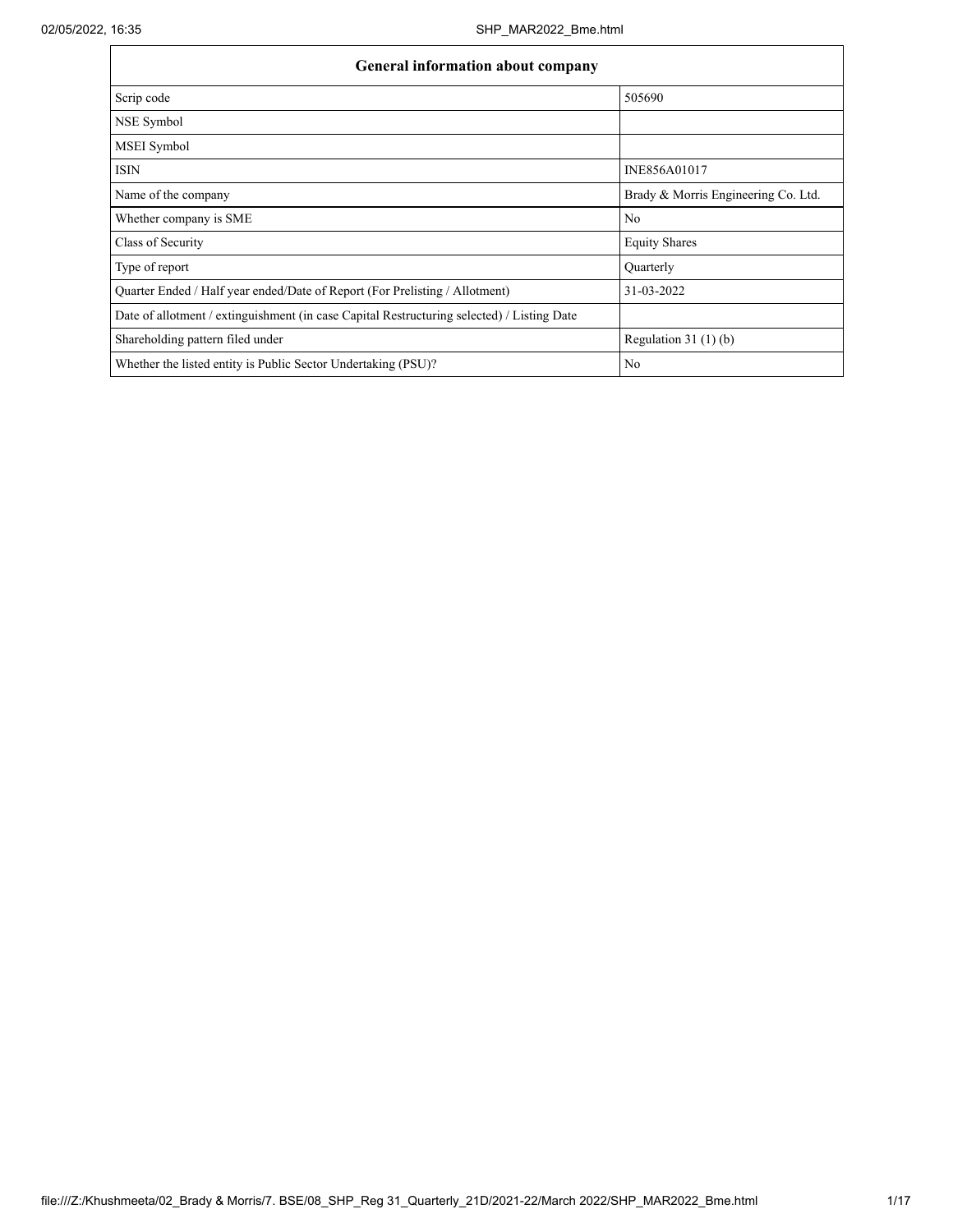| General information about company | |
|---|---|
| Scrip code | 505690 |
| NSE Symbol | |
| MSEI Symbol | |
| ISIN | INE856A01017 |
| Name of the company | Brady & Morris Engineering Co. Ltd. |
| Whether company is SME | No |
| Class of Security | Equity Shares |
| Type of report | Quarterly |
| Quarter Ended / Half year ended/Date of Report (For Prelisting / Allotment) | 31-03-2022 |
| Date of allotment / extinguishment (in case Capital Restructuring selected) / Listing Date | |
| Shareholding pattern filed under | Regulation 31 (1) (b) |
| Whether the listed entity is Public Sector Undertaking (PSU)? | No |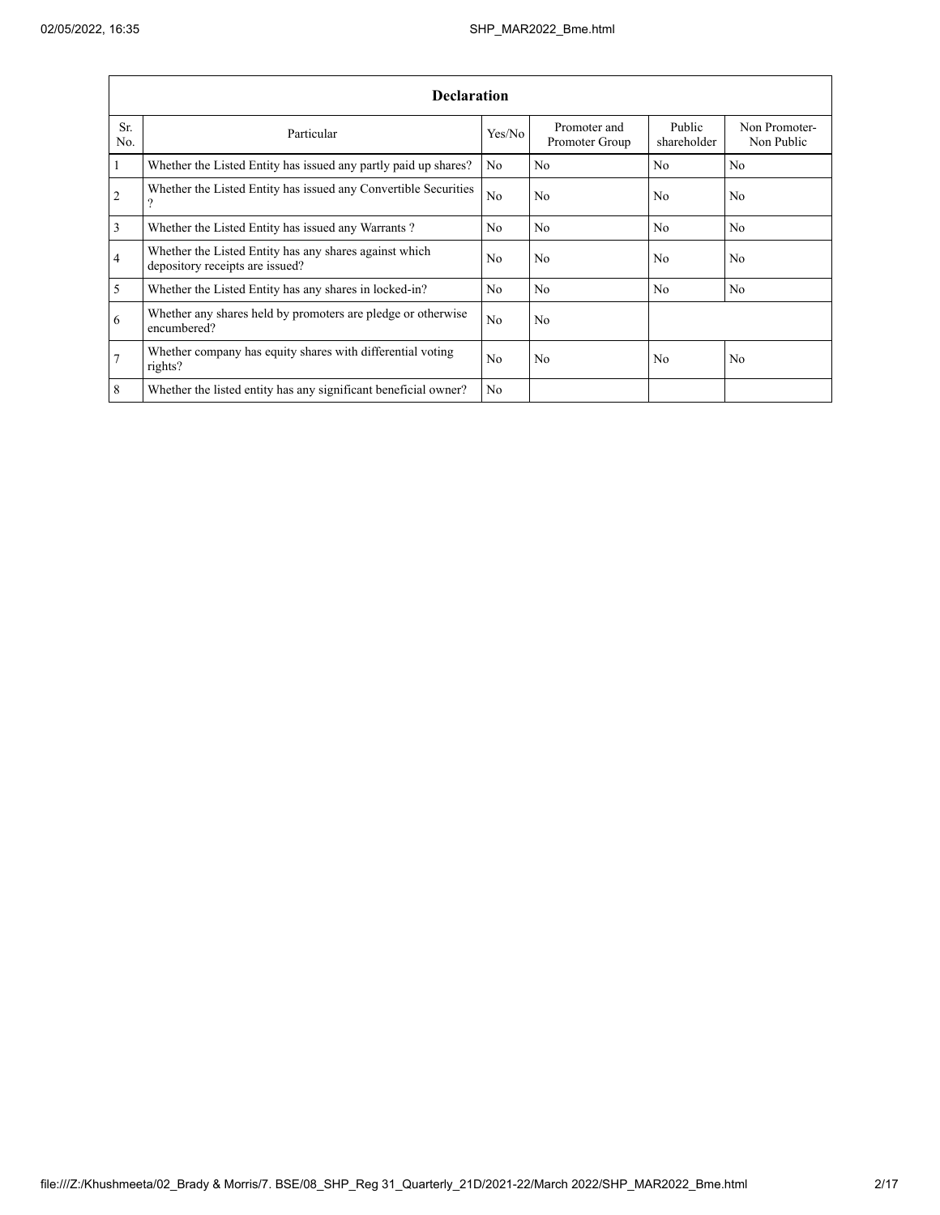| Declaration | | | | | |
|---|---|---|---|---|---|
| Sr. No. | Particular | Yes/No | Promoter and Promoter Group | Public shareholder | Non Promoter- Non Public |
| 1 | Whether the Listed Entity has issued any partly paid up shares? | No | No | No | No |
| 2 | Whether the Listed Entity has issued any Convertible Securities ? | No | No | No | No |
| 3 | Whether the Listed Entity has issued any Warrants ? | No | No | No | No |
| 4 | Whether the Listed Entity has any shares against which depository receipts are issued? | No | No | No | No |
| 5 | Whether the Listed Entity has any shares in locked-in? | No | No | No | No |
| 6 | Whether any shares held by promoters are pledge or otherwise encumbered? | No | No | | |
| 7 | Whether company has equity shares with differential voting rights? | No | No | No | No |
| 8 | Whether the listed entity has any significant beneficial owner? | No | | | |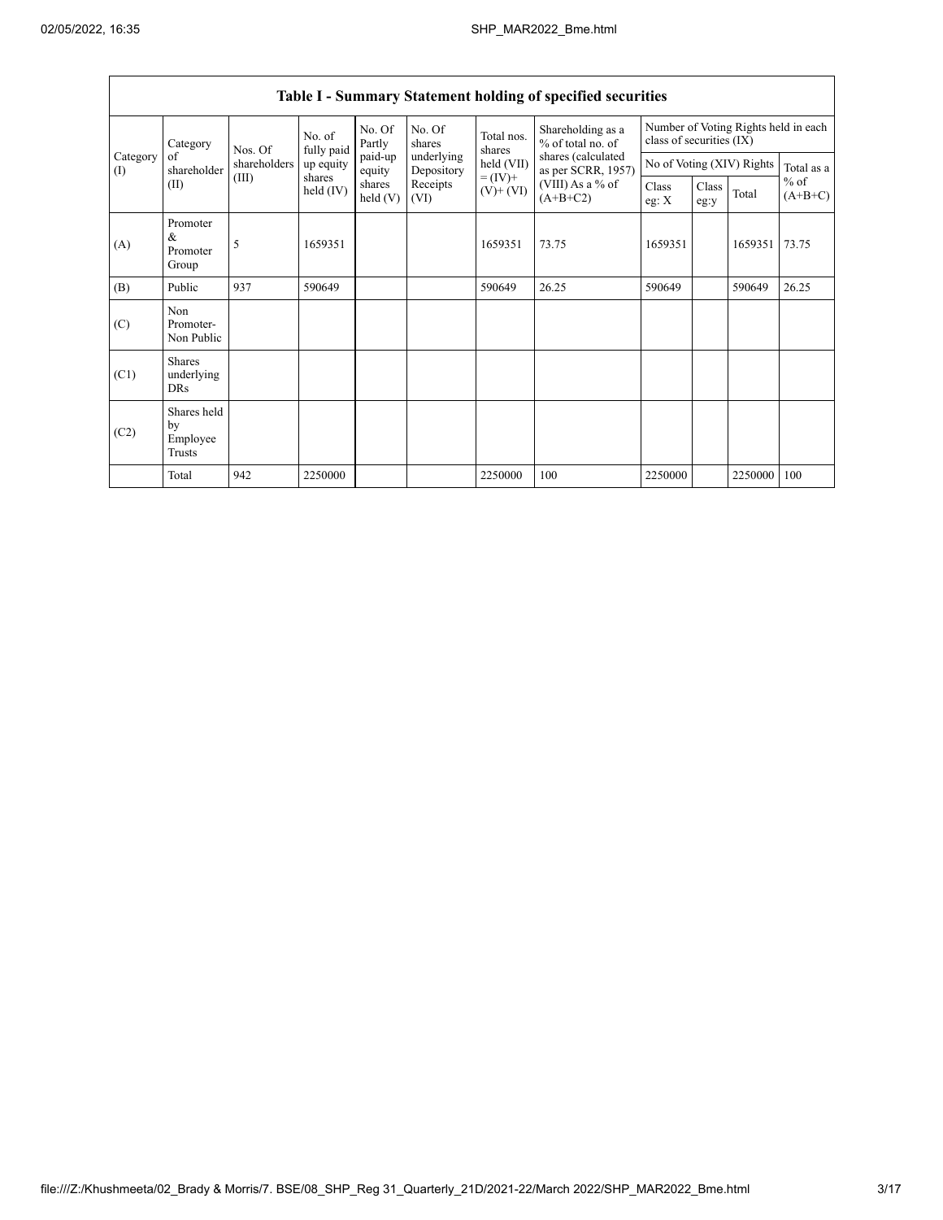## Table I - Summary Statement holding of specified securities

| Category (I) | Category of shareholder (II) | Nos. Of shareholders (III) | No. of fully paid up equity shares held (IV) | No. Of Partly paid-up equity shares held (V) | No. Of shares underlying Depository Receipts (VI) | Total nos. shares held (VII) = (IV)+ (V)+ (VI) | Shareholding as a % of total no. of shares (calculated as per SCRR, 1957) (VIII) As a % of (A+B+C2) | Number of Voting Rights held in each class of securities (IX) | | | |
|---|---|---|---|---|---|---|---|---|---|---|---|
| | | | | | | | | No of Voting (XIV) Rights | | | Total as a % of (A+B+C) |
| | | | | | | | | Class eg: X | Class eg:y | Total | |
| (A) | Promoter & Promoter Group | 5 | 1659351 | | | 1659351 | 73.75 | 1659351 | | 1659351 | 73.75 |
| (B) | Public | 937 | 590649 | | | 590649 | 26.25 | 590649 | | 590649 | 26.25 |
| (C) | Non Promoter- Non Public | | | | | | | | | | |
| (C1) | Shares underlying DRs | | | | | | | | | | |
| (C2) | Shares held by Employee Trusts | | | | | | | | | | |
| | Total | 942 | 2250000 | | | 2250000 | 100 | 2250000 | | 2250000 | 100 |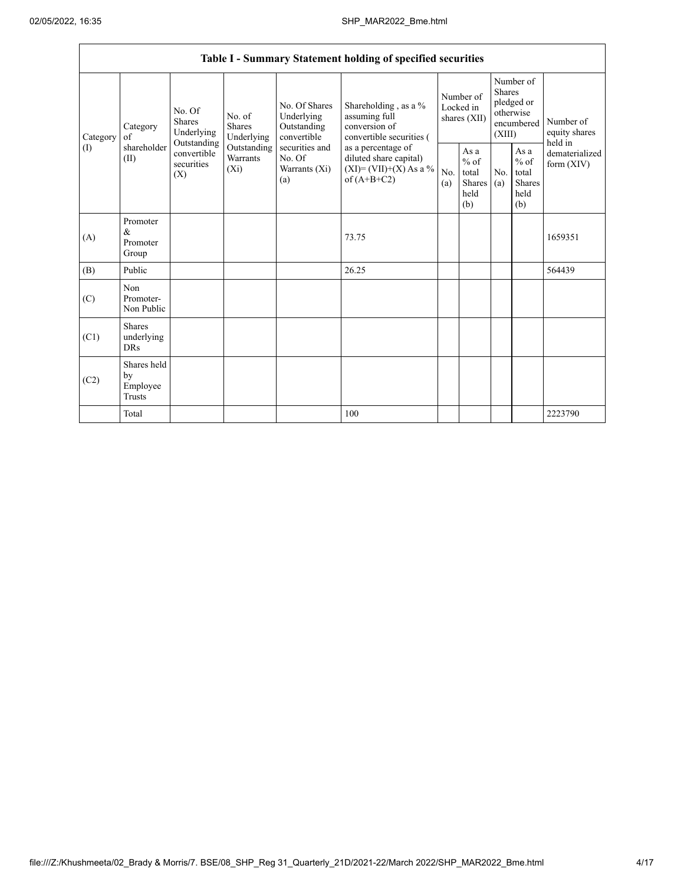| Table I - Summary Statement holding of specified securities | | | | | | | | | | |
|---|---|---|---|---|---|---|---|---|---|---|
| Category (I) | Category of shareholder (II) | No. Of Shares Underlying Outstanding convertible securities (X) | No. of Shares Underlying Outstanding Warrants (Xi) | No. Of Shares Underlying Outstanding convertible securities and No. Of Warrants (Xi) (a) | Shareholding , as a % assuming full conversion of convertible securities ( as a percentage of diluted share capital) (XI)= (VII)+(X) As a % of (A+B+C2) | Number of Locked in shares (XII) | | Number of Shares pledged or otherwise encumbered (XIII) | | Number of equity shares held in dematerialized form (XIV) |
| | | | | | | No. (a) | As a % of total Shares held (b) | No. (a) | As a % of total Shares held (b) | |
| (A) | Promoter & Promoter Group | | | | 73.75 | | | | | 1659351 |
| (B) | Public | | | | 26.25 | | | | | 564439 |
| (C) | Non Promoter- Non Public | | | | | | | | | |
| (C1) | Shares underlying DRs | | | | | | | | | |
| (C2) | Shares held by Employee Trusts | | | | | | | | | |
| | Total | | | | 100 | | | | | 2223790 |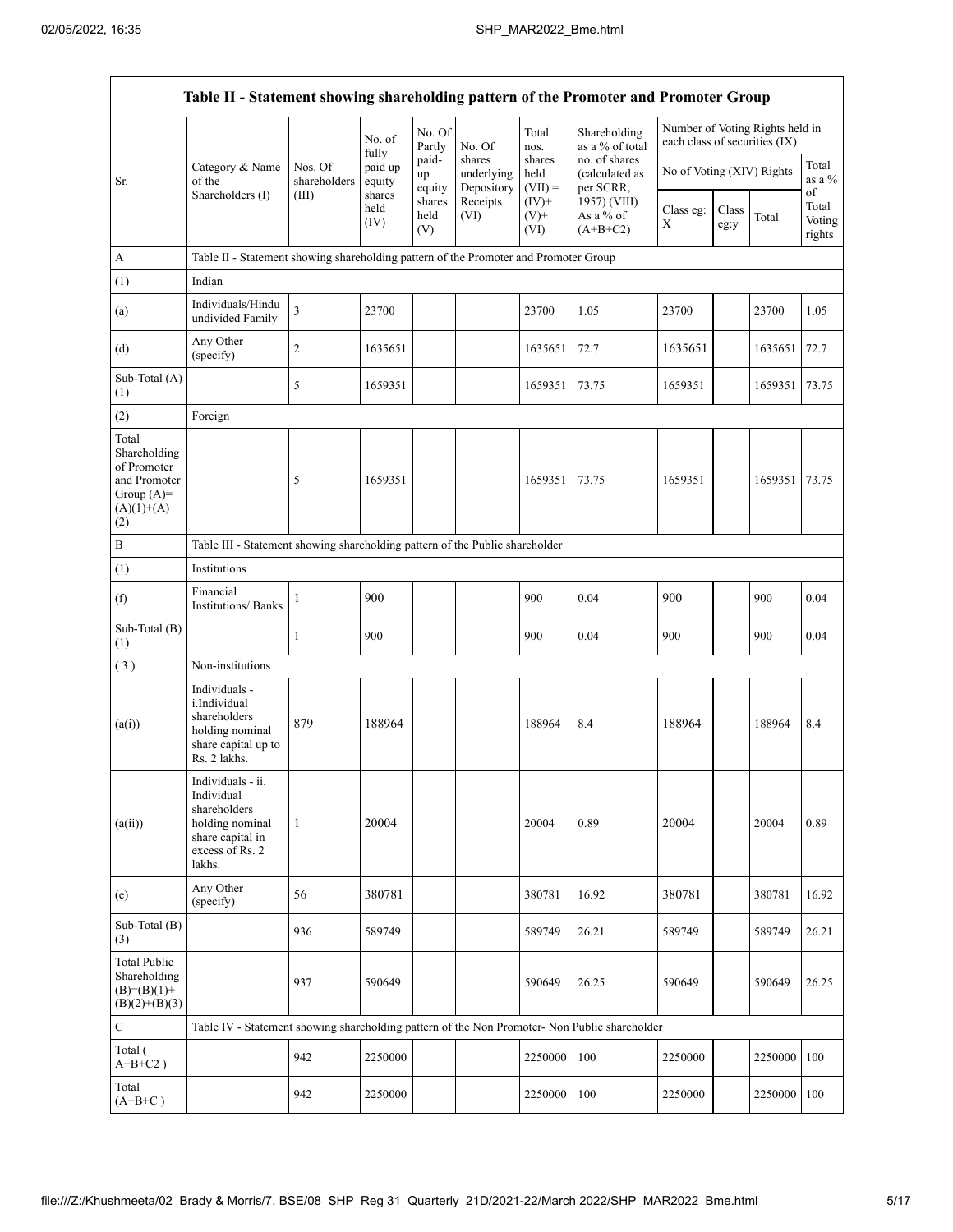| Table II - Statement showing shareholding pattern of the Promoter and Promoter Group | | | | | | | | | | | | |
|---|---|---|---|---|---|---|---|---|---|---|---|---|
| Sr. | Category & Name of the Shareholders (I) | Nos. Of shareholders (III) | No. of fully paid up equity shares held (IV) | No. Of Partly paid-up equity shares held (V) | No. Of shares underlying Depository Receipts (VI) | Total nos. shares held (VII) = (IV)+ (V)+ (VI) | Shareholding as a % of total no. of shares (calculated as per SCRR, 1957) (VIII) As a % of (A+B+C2) | Number of Voting Rights held in each class of securities (IX) | | | |
| | | | | | | | | No of Voting (XIV) Rights | | | Total as a % of Total Voting rights |
| | | | | | | | | Class eg: X | Class eg:y | Total | |
| A | Table II - Statement showing shareholding pattern of the Promoter and Promoter Group | | | | | | | | | | |
| (1) | Indian | | | | | | | | | | |
| (a) | Individuals/Hindu undivided Family | 3 | 23700 | | | 23700 | 1.05 | 23700 | | 23700 | 1.05 |
| (d) | Any Other (specify) | 2 | 1635651 | | | 1635651 | 72.7 | 1635651 | | 1635651 | 72.7 |
| Sub-Total (A) (1) | | 5 | 1659351 | | | 1659351 | 73.75 | 1659351 | | 1659351 | 73.75 |
| (2) | Foreign | | | | | | | | | | |
| Total Shareholding of Promoter and Promoter Group (A)= (A)(1)+(A)(2) | | 5 | 1659351 | | | 1659351 | 73.75 | 1659351 | | 1659351 | 73.75 |
| B | Table III - Statement showing shareholding pattern of the Public shareholder | | | | | | | | | | |
| (1) | Institutions | | | | | | | | | | |
| (f) | Financial Institutions/ Banks | 1 | 900 | | | 900 | 0.04 | 900 | | 900 | 0.04 |
| Sub-Total (B) (1) | | 1 | 900 | | | 900 | 0.04 | 900 | | 900 | 0.04 |
| (3) | Non-institutions | | | | | | | | | | |
| (a(i)) | Individuals - i.Individual shareholders holding nominal share capital up to Rs. 2 lakhs. | 879 | 188964 | | | 188964 | 8.4 | 188964 | | 188964 | 8.4 |
| (a(ii)) | Individuals - ii. Individual shareholders holding nominal share capital in excess of Rs. 2 lakhs. | 1 | 20004 | | | 20004 | 0.89 | 20004 | | 20004 | 0.89 |
| (e) | Any Other (specify) | 56 | 380781 | | | 380781 | 16.92 | 380781 | | 380781 | 16.92 |
| Sub-Total (B) (3) | | 936 | 589749 | | | 589749 | 26.21 | 589749 | | 589749 | 26.21 |
| Total Public Shareholding (B)=(B)(1)+(B)(2)+(B)(3) | | 937 | 590649 | | | 590649 | 26.25 | 590649 | | 590649 | 26.25 |
| C | Table IV - Statement showing shareholding pattern of the Non Promoter- Non Public shareholder | | | | | | | | | | |
| Total ( A+B+C2 ) | | 942 | 2250000 | | | 2250000 | 100 | 2250000 | | 2250000 | 100 |
| Total (A+B+C ) | | 942 | 2250000 | | | 2250000 | 100 | 2250000 | | 2250000 | 100 |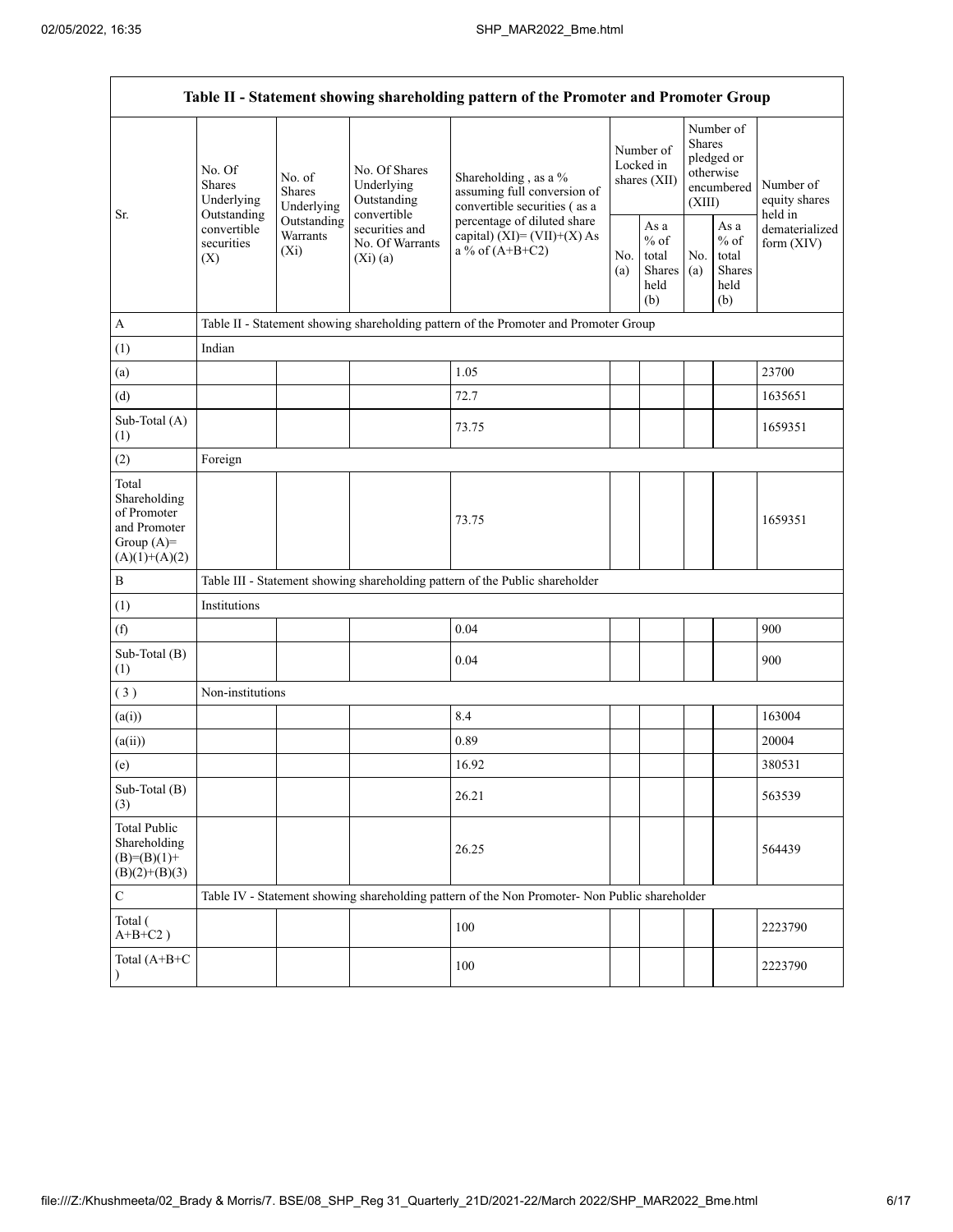| Table II - Statement showing shareholding pattern of the Promoter and Promoter Group | | | | | | | | | |
|---|---|---|---|---|---|---|---|---|---|
| Sr. | No. Of Shares Underlying Outstanding convertible securities (X) | No. of Shares Underlying Outstanding Warrants (Xi) | No. Of Shares Underlying Outstanding convertible securities and No. Of Warrants (Xi) (a) | Shareholding , as a % assuming full conversion of convertible securities ( as a percentage of diluted share capital) (XI)= (VII)+(X) As a % of (A+B+C2) | Number of Locked in shares (XII) | | Number of Shares pledged or otherwise encumbered (XIII) | | Number of equity shares held in dematerialized form (XIV) |
| | | | | | No. (a) | As a % of total Shares held (b) | No. (a) | As a % of total Shares held (b) | |
| A | Table II - Statement showing shareholding pattern of the Promoter and Promoter Group | | | | | | | | |
| (1) | Indian | | | | | | | | |
| (a) | | | | 1.05 | | | | | 23700 |
| (d) | | | | 72.7 | | | | | 1635651 |
| Sub-Total (A) (1) | | | | 73.75 | | | | | 1659351 |
| (2) | Foreign | | | | | | | | |
| Total Shareholding of Promoter and Promoter Group (A)= (A)(1)+(A)(2) | | | | 73.75 | | | | | 1659351 |
| B | Table III - Statement showing shareholding pattern of the Public shareholder | | | | | | | | |
| (1) | Institutions | | | | | | | | |
| (f) | | | | 0.04 | | | | | 900 |
| Sub-Total (B) (1) | | | | 0.04 | | | | | 900 |
| ( 3 ) | Non-institutions | | | | | | | | |
| (a(i)) | | | | 8.4 | | | | | 163004 |
| (a(ii)) | | | | 0.89 | | | | | 20004 |
| (e) | | | | 16.92 | | | | | 380531 |
| Sub-Total (B) (3) | | | | 26.21 | | | | | 563539 |
| Total Public Shareholding (B)=(B)(1)+(B)(2)+(B)(3) | | | | 26.25 | | | | | 564439 |
| C | Table IV - Statement showing shareholding pattern of the Non Promoter- Non Public shareholder | | | | | | | | |
| Total ( A+B+C2 ) | | | | 100 | | | | | 2223790 |
| Total (A+B+C ) | | | | 100 | | | | | 2223790 |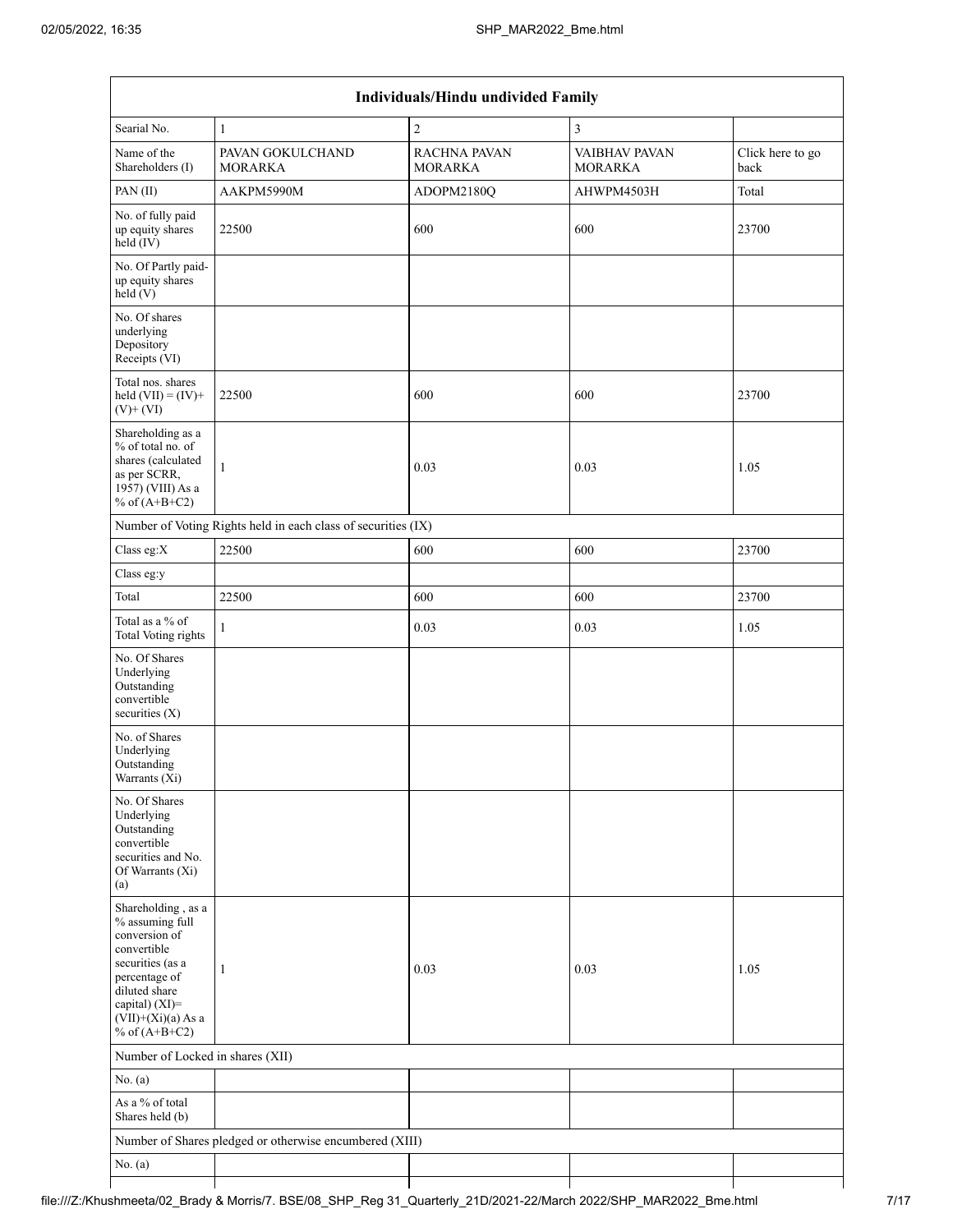| Individuals/Hindu undivided Family | | | | |
|---|---|---|---|---|
| Searial No. | 1 | 2 | 3 | |
| Name of the Shareholders (I) | PAVAN GOKULCHAND MORARKA | RACHNA PAVAN MORARKA | VAIBHAV PAVAN MORARKA | Click here to go back |
| PAN (II) | AAKPM5990M | ADOPM2180Q | AHWPM4503H | Total |
| No. of fully paid up equity shares held (IV) | 22500 | 600 | 600 | 23700 |
| No. Of Partly paid-up equity shares held (V) | | | | |
| No. Of shares underlying Depository Receipts (VI) | | | | |
| Total nos. shares held (VII) = (IV)+ (V)+ (VI) | 22500 | 600 | 600 | 23700 |
| Shareholding as a % of total no. of shares (calculated as per SCRR, 1957) (VIII) As a % of (A+B+C2) | 1 | 0.03 | 0.03 | 1.05 |
| Number of Voting Rights held in each class of securities (IX) | | | | |
| Class eg:X | 22500 | 600 | 600 | 23700 |
| Class eg:y | | | | |
| Total | 22500 | 600 | 600 | 23700 |
| Total as a % of Total Voting rights | 1 | 0.03 | 0.03 | 1.05 |
| No. Of Shares Underlying Outstanding convertible securities (X) | | | | |
| No. of Shares Underlying Outstanding Warrants (Xi) | | | | |
| No. Of Shares Underlying Outstanding convertible securities and No. Of Warrants (Xi) (a) | | | | |
| Shareholding , as a % assuming full conversion of convertible securities (as a percentage of diluted share capital) (XI)= (VII)+(Xi)(a) As a % of (A+B+C2) | 1 | 0.03 | 0.03 | 1.05 |
| Number of Locked in shares (XII) | | | | |
| No. (a) | | | | |
| As a % of total Shares held (b) | | | | |
| Number of Shares pledged or otherwise encumbered (XIII) | | | | |
| No. (a) | | | | |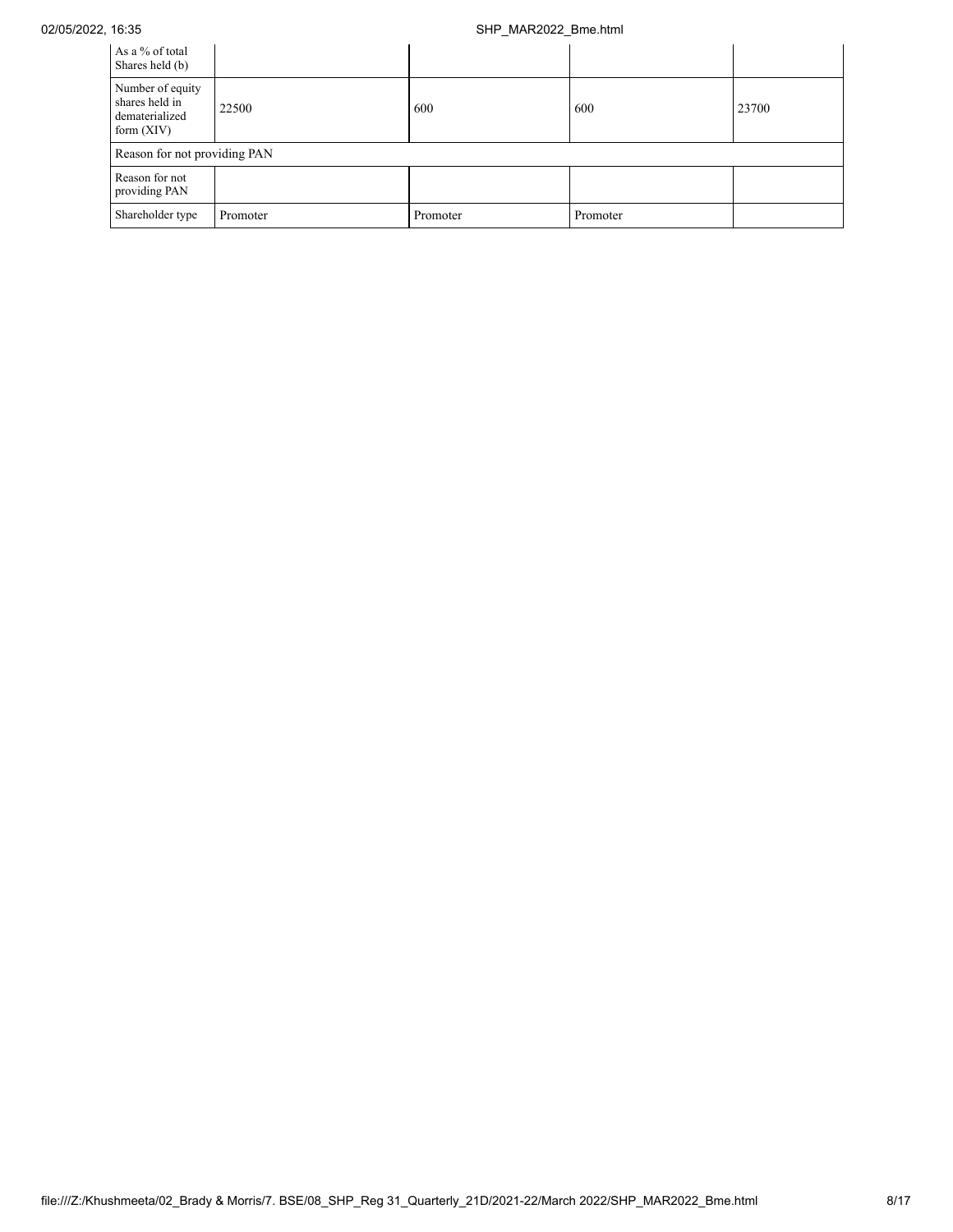| | | | | |
|---|---|---|---|---|
| As a % of total Shares held (b) | | | | |
| Number of equity shares held in dematerialized form (XIV) | 22500 | 600 | 600 | 23700 |
| Reason for not providing PAN | | | | |
| Reason for not providing PAN | | | | |
| Shareholder type | Promoter | Promoter | Promoter | |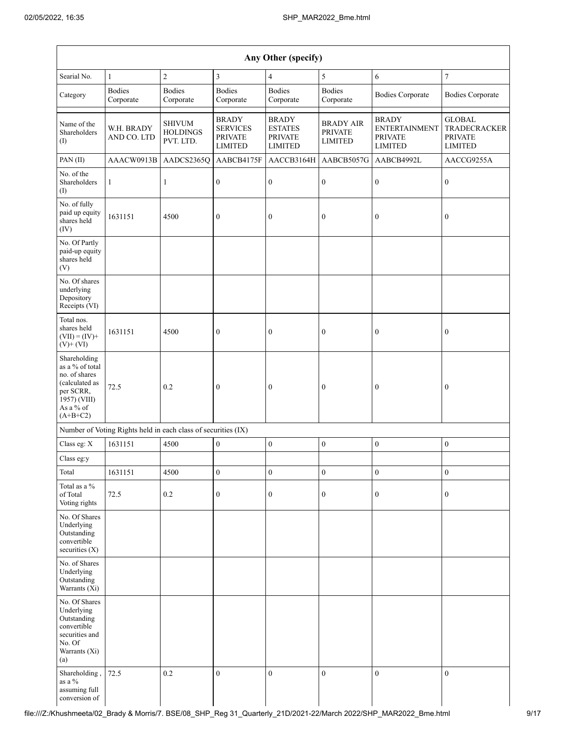| Any Other (specify) | | | | | | | |
|---|---|---|---|---|---|---|---|
| Searial No. | 1 | 2 | 3 | 4 | 5 | 6 | 7 |
| Category | Bodies Corporate | Bodies Corporate | Bodies Corporate | Bodies Corporate | Bodies Corporate | Bodies Corporate | Bodies Corporate |
| Name of the Shareholders (I) | W.H. BRADY AND CO. LTD | SHIVUM HOLDINGS PVT. LTD. | BRADY SERVICES PRIVATE LIMITED | BRADY ESTATES PRIVATE LIMITED | BRADY AIR PRIVATE LIMITED | BRADY ENTERTAINMENT PRIVATE LIMITED | GLOBAL TRADECRACKER PRIVATE LIMITED |
| PAN (II) | AAACW0913B | AADCS2365Q | AABCB4175F | AACCB3164H | AABCB5057G | AABCB4992L | AACCG9255A |
| No. of the Shareholders (I) | 1 | 1 | 0 | 0 | 0 | 0 | 0 |
| No. of fully paid up equity shares held (IV) | 1631151 | 4500 | 0 | 0 | 0 | 0 | 0 |
| No. Of Partly paid-up equity shares held (V) | | | | | | | |
| No. Of shares underlying Depository Receipts (VI) | | | | | | | |
| Total nos. shares held (VII) = (IV)+ (V)+ (VI) | 1631151 | 4500 | 0 | 0 | 0 | 0 | 0 |
| Shareholding as a % of total no. of shares (calculated as per SCRR, 1957) (VIII) As a % of (A+B+C2) | 72.5 | 0.2 | 0 | 0 | 0 | 0 | 0 |
| Number of Voting Rights held in each class of securities (IX) | | | | | | | |
| Class eg: X | 1631151 | 4500 | 0 | 0 | 0 | 0 | 0 |
| Class eg:y | | | | | | | |
| Total | 1631151 | 4500 | 0 | 0 | 0 | 0 | 0 |
| Total as a % of Total Voting rights | 72.5 | 0.2 | 0 | 0 | 0 | 0 | 0 |
| No. Of Shares Underlying Outstanding convertible securities (X) | | | | | | | |
| No. of Shares Underlying Outstanding Warrants (Xi) | | | | | | | |
| No. Of Shares Underlying Outstanding convertible securities and No. Of Warrants (Xi) (a) | | | | | | | |
| Shareholding , as a % assuming full conversion of | 72.5 | 0.2 | 0 | 0 | 0 | 0 | 0 |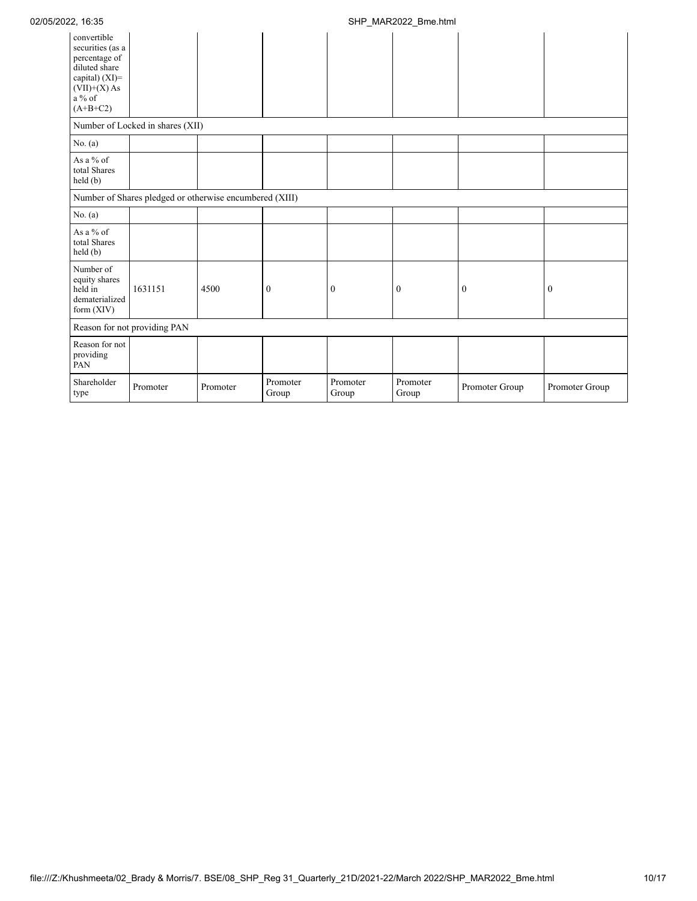| convertible securities (as a percentage of diluted share capital) (XI)= (VII)+(X) As a % of (A+B+C2) | | | | | | | |
|---|---|---|---|---|---|---|---|
| Number of Locked in shares (XII) | | | | | | | |
| No. (a) | | | | | | | |
| As a % of total Shares held (b) | | | | | | | |
| Number of Shares pledged or otherwise encumbered (XIII) | | | | | | | |
| No. (a) | | | | | | | |
| As a % of total Shares held (b) | | | | | | | |
| Number of equity shares held in dematerialized form (XIV) | 1631151 | 4500 | 0 | 0 | 0 | 0 | 0 |
| Reason for not providing PAN | | | | | | | |
| Reason for not providing PAN | | | | | | | |
| Shareholder type | Promoter | Promoter | Promoter Group | Promoter Group | Promoter Group | Promoter Group | Promoter Group |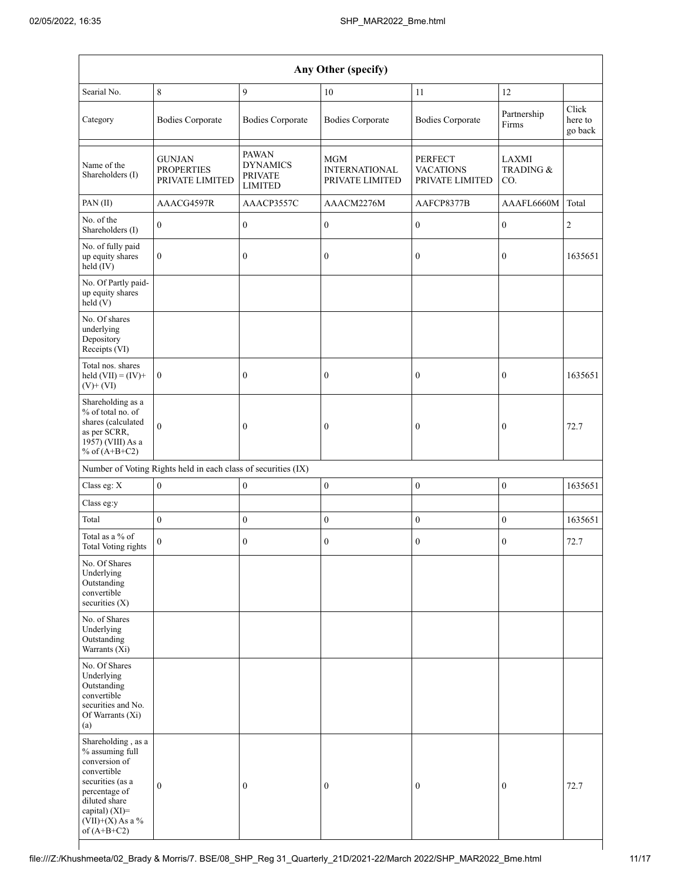| Any Other (specify) | | | | | | |
|---|---|---|---|---|---|---|
| Searial No. | 8 | 9 | 10 | 11 | 12 | |
| Category | Bodies Corporate | Bodies Corporate | Bodies Corporate | Bodies Corporate | Partnership Firms | Click here to go back |
| Name of the Shareholders (I) | GUNJAN PROPERTIES PRIVATE LIMITED | PAWAN DYNAMICS PRIVATE LIMITED | MGM INTERNATIONAL PRIVATE LIMITED | PERFECT VACATIONS PRIVATE LIMITED | LAXMI TRADING & CO. | |
| PAN (II) | AAACG4597R | AAACP3557C | AAACM2276M | AAFCP8377B | AAAFL6660M | Total |
| No. of the Shareholders (I) | 0 | 0 | 0 | 0 | 0 | 2 |
| No. of fully paid up equity shares held (IV) | 0 | 0 | 0 | 0 | 0 | 1635651 |
| No. Of Partly paid-up equity shares held (V) | | | | | | |
| No. Of shares underlying Depository Receipts (VI) | | | | | | |
| Total nos. shares held (VII) = (IV)+ (V)+ (VI) | 0 | 0 | 0 | 0 | 0 | 1635651 |
| Shareholding as a % of total no. of shares (calculated as per SCRR, 1957) (VIII) As a % of (A+B+C2) | 0 | 0 | 0 | 0 | 0 | 72.7 |
| Number of Voting Rights held in each class of securities (IX) | | | | | | |
| Class eg: X | 0 | 0 | 0 | 0 | 0 | 1635651 |
| Class eg:y | | | | | | |
| Total | 0 | 0 | 0 | 0 | 0 | 1635651 |
| Total as a % of Total Voting rights | 0 | 0 | 0 | 0 | 0 | 72.7 |
| No. Of Shares Underlying Outstanding convertible securities (X) | | | | | | |
| No. of Shares Underlying Outstanding Warrants (Xi) | | | | | | |
| No. Of Shares Underlying Outstanding convertible securities and No. Of Warrants (Xi) (a) | | | | | | |
| Shareholding , as a % assuming full conversion of convertible securities (as a percentage of diluted share capital) (XI)= (VII)+(X) As a % of (A+B+C2) | 0 | 0 | 0 | 0 | 0 | 72.7 |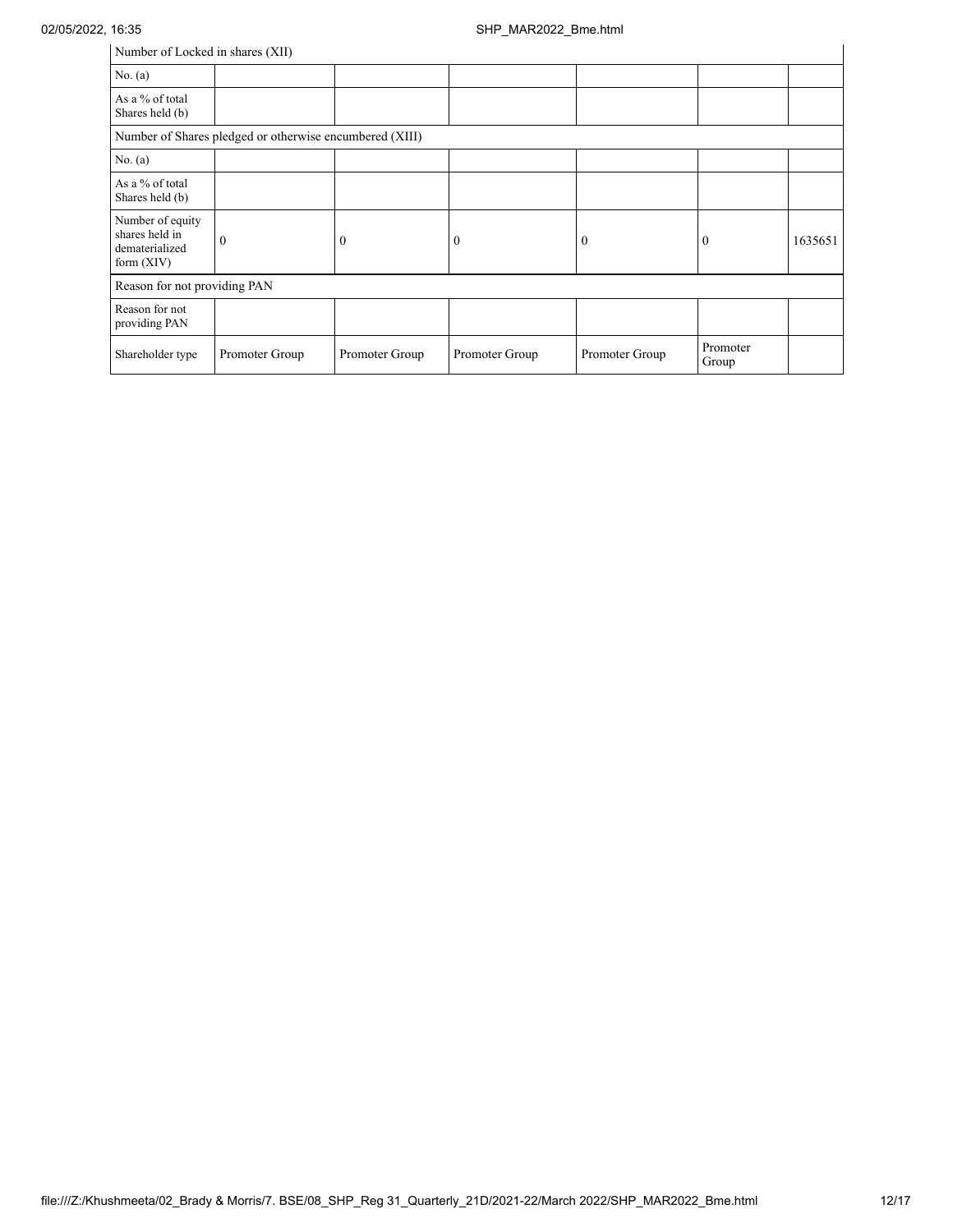| Number of Locked in shares (XII) | | | | | | |
|---|---|---|---|---|---|---|
| No. (a) | | | | | | |
| As a % of total Shares held (b) | | | | | | |
| Number of Shares pledged or otherwise encumbered (XIII) | | | | | | |
| No. (a) | | | | | | |
| As a % of total Shares held (b) | | | | | | |
| Number of equity shares held in dematerialized form (XIV) | 0 | 0 | 0 | 0 | 0 | 1635651 |
| Reason for not providing PAN | | | | | | |
| Reason for not providing PAN | | | | | | |
| Shareholder type | Promoter Group | Promoter Group | Promoter Group | Promoter Group | Promoter Group | |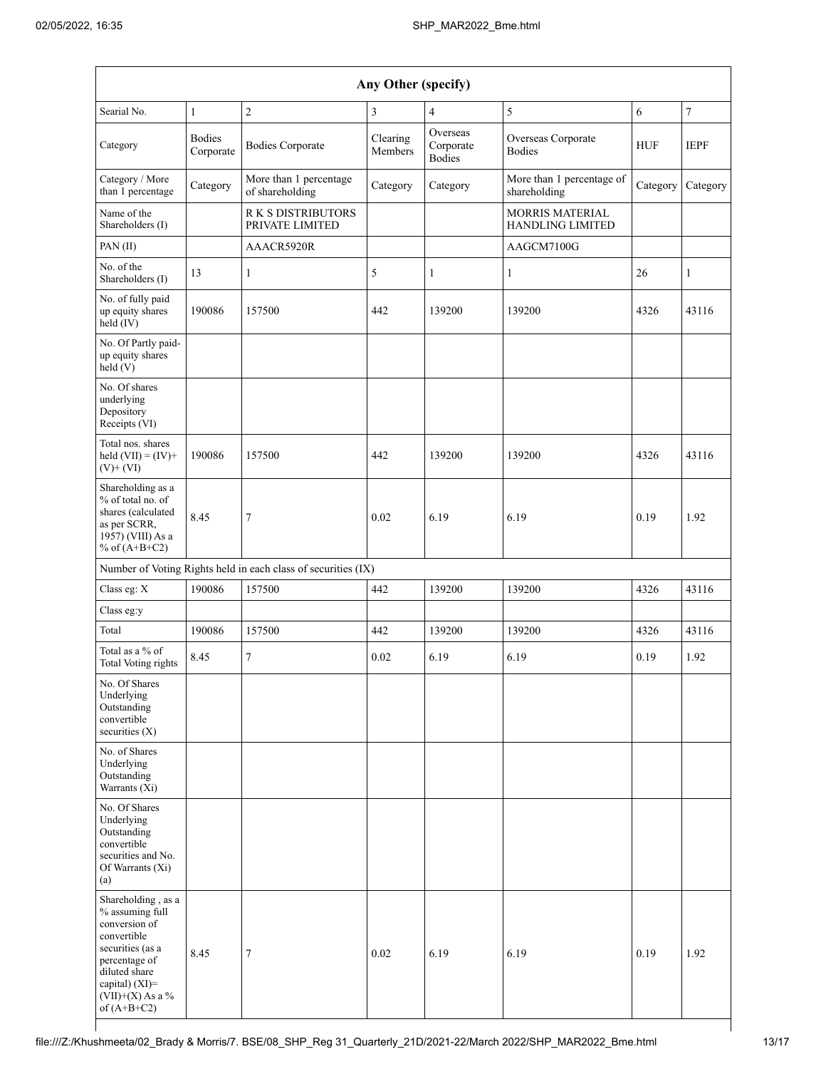| Any Other (specify) | | | | | | | |
|---|---|---|---|---|---|---|---|
| Searial No. | 1 | 2 | 3 | 4 | 5 | 6 | 7 |
| Category | Bodies Corporate | Bodies Corporate | Clearing Members | Overseas Corporate Bodies | Overseas Corporate Bodies | HUF | IEPF |
| Category / More than 1 percentage | Category | More than 1 percentage of shareholding | Category | Category | More than 1 percentage of shareholding | Category | Category |
| Name of the Shareholders (I) | | R K S DISTRIBUTORS PRIVATE LIMITED | | | MORRIS MATERIAL HANDLING LIMITED | | |
| PAN (II) | | AAACR5920R | | | AAGCM7100G | | |
| No. of the Shareholders (I) | 13 | 1 | 5 | 1 | 1 | 26 | 1 |
| No. of fully paid up equity shares held (IV) | 190086 | 157500 | 442 | 139200 | 139200 | 4326 | 43116 |
| No. Of Partly paid-up equity shares held (V) | | | | | | | |
| No. Of shares underlying Depository Receipts (VI) | | | | | | | |
| Total nos. shares held (VII) = (IV)+ (V)+ (VI) | 190086 | 157500 | 442 | 139200 | 139200 | 4326 | 43116 |
| Shareholding as a % of total no. of shares (calculated as per SCRR, 1957) (VIII) As a % of (A+B+C2) | 8.45 | 7 | 0.02 | 6.19 | 6.19 | 0.19 | 1.92 |
| Number of Voting Rights held in each class of securities (IX) | | | | | | | |
| Class eg: X | 190086 | 157500 | 442 | 139200 | 139200 | 4326 | 43116 |
| Class eg:y | | | | | | | |
| Total | 190086 | 157500 | 442 | 139200 | 139200 | 4326 | 43116 |
| Total as a % of Total Voting rights | 8.45 | 7 | 0.02 | 6.19 | 6.19 | 0.19 | 1.92 |
| No. Of Shares Underlying Outstanding convertible securities (X) | | | | | | | |
| No. of Shares Underlying Outstanding Warrants (Xi) | | | | | | | |
| No. Of Shares Underlying Outstanding convertible securities and No. Of Warrants (Xi) (a) | | | | | | | |
| Shareholding , as a % assuming full conversion of convertible securities (as a percentage of diluted share capital) (XI)= (VII)+(X) As a % of (A+B+C2) | 8.45 | 7 | 0.02 | 6.19 | 6.19 | 0.19 | 1.92 |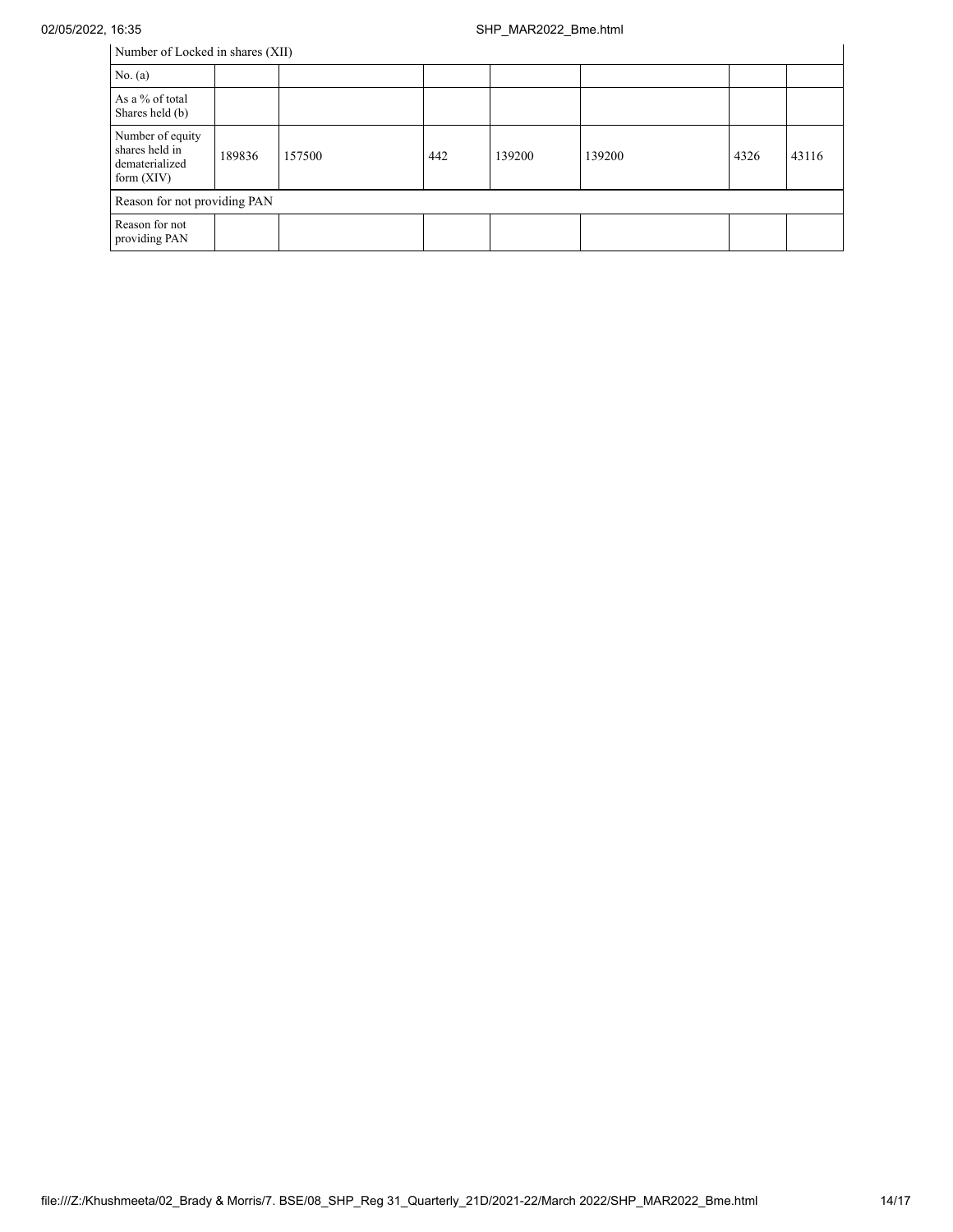| Number of Locked in shares (XII) | | | | | | | |
|---|---|---|---|---|---|---|---|
| No. (a) | | | | | | | |
| As a % of total Shares held (b) | | | | | | | |
| Number of equity shares held in dematerialized form (XIV) | 189836 | 157500 | 442 | 139200 | 139200 | 4326 | 43116 |
| Reason for not providing PAN | | | | | | | |
| Reason for not providing PAN | | | | | | | |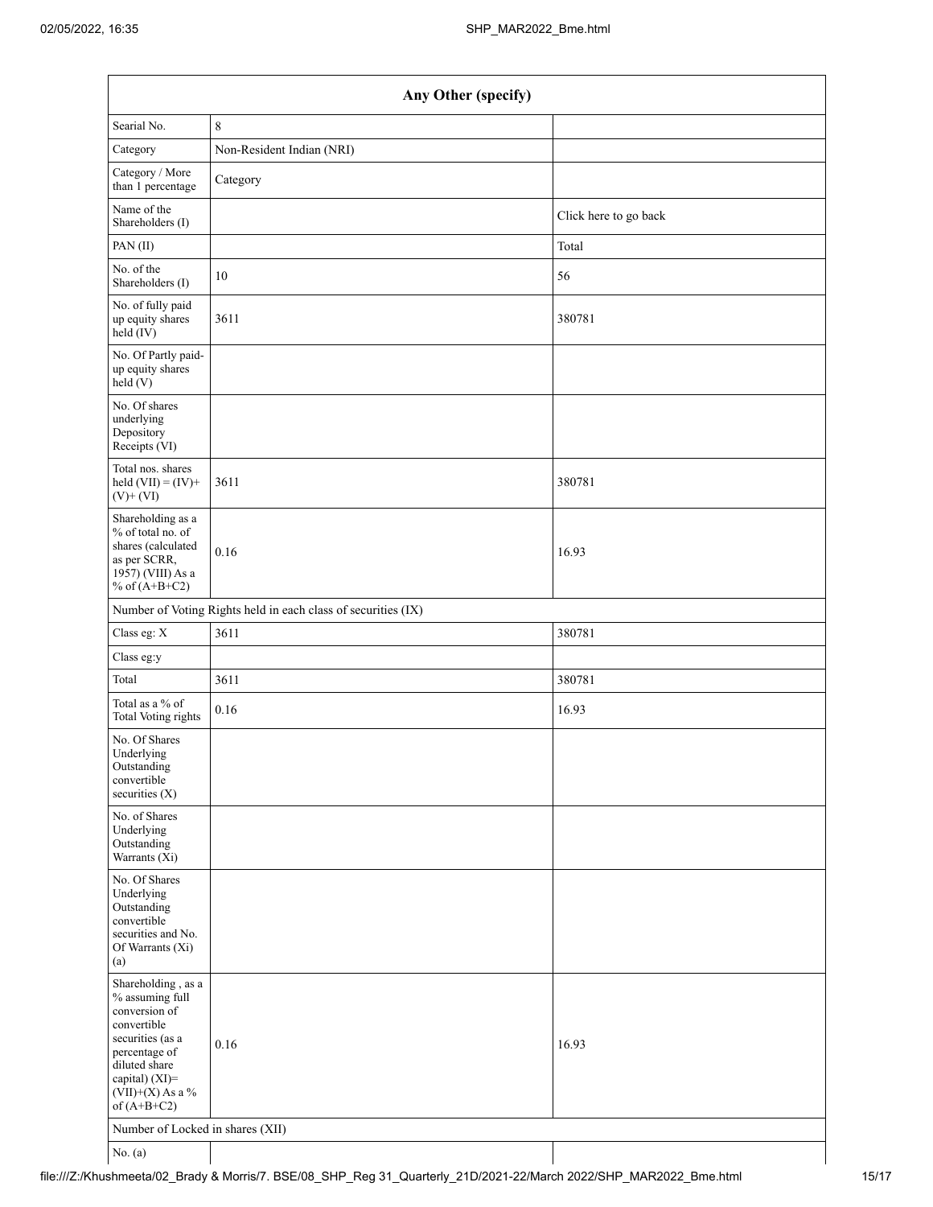| Any Other (specify) | | |
|---|---|---|
| Searial No. | 8 | |
| Category | Non-Resident Indian (NRI) | |
| Category / More than 1 percentage | Category | |
| Name of the Shareholders (I) | | Click here to go back |
| PAN (II) | | Total |
| No. of the Shareholders (I) | 10 | 56 |
| No. of fully paid up equity shares held (IV) | 3611 | 380781 |
| No. Of Partly paid-up equity shares held (V) | | |
| No. Of shares underlying Depository Receipts (VI) | | |
| Total nos. shares held (VII) = (IV)+ (V)+ (VI) | 3611 | 380781 |
| Shareholding as a % of total no. of shares (calculated as per SCRR, 1957) (VIII) As a % of (A+B+C2) | 0.16 | 16.93 |
| Number of Voting Rights held in each class of securities (IX) | | |
| Class eg: X | 3611 | 380781 |
| Class eg:y | | |
| Total | 3611 | 380781 |
| Total as a % of Total Voting rights | 0.16 | 16.93 |
| No. Of Shares Underlying Outstanding convertible securities (X) | | |
| No. of Shares Underlying Outstanding Warrants (Xi) | | |
| No. Of Shares Underlying Outstanding convertible securities and No. Of Warrants (Xi) (a) | | |
| Shareholding , as a % assuming full conversion of convertible securities (as a percentage of diluted share capital) (XI)= (VII)+(X) As a % of (A+B+C2) | 0.16 | 16.93 |
| Number of Locked in shares (XII) | | |
| No. (a) | | |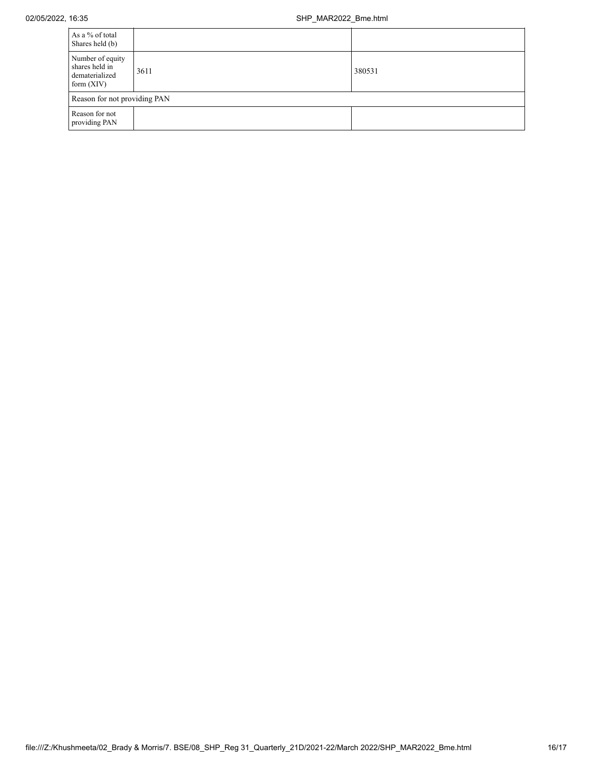| | | |
|---|---|---|
| As a % of total Shares held (b) | | |
| Number of equity shares held in dematerialized form (XIV) | 3611 | 380531 |
| Reason for not providing PAN | | |
| Reason for not providing PAN | | |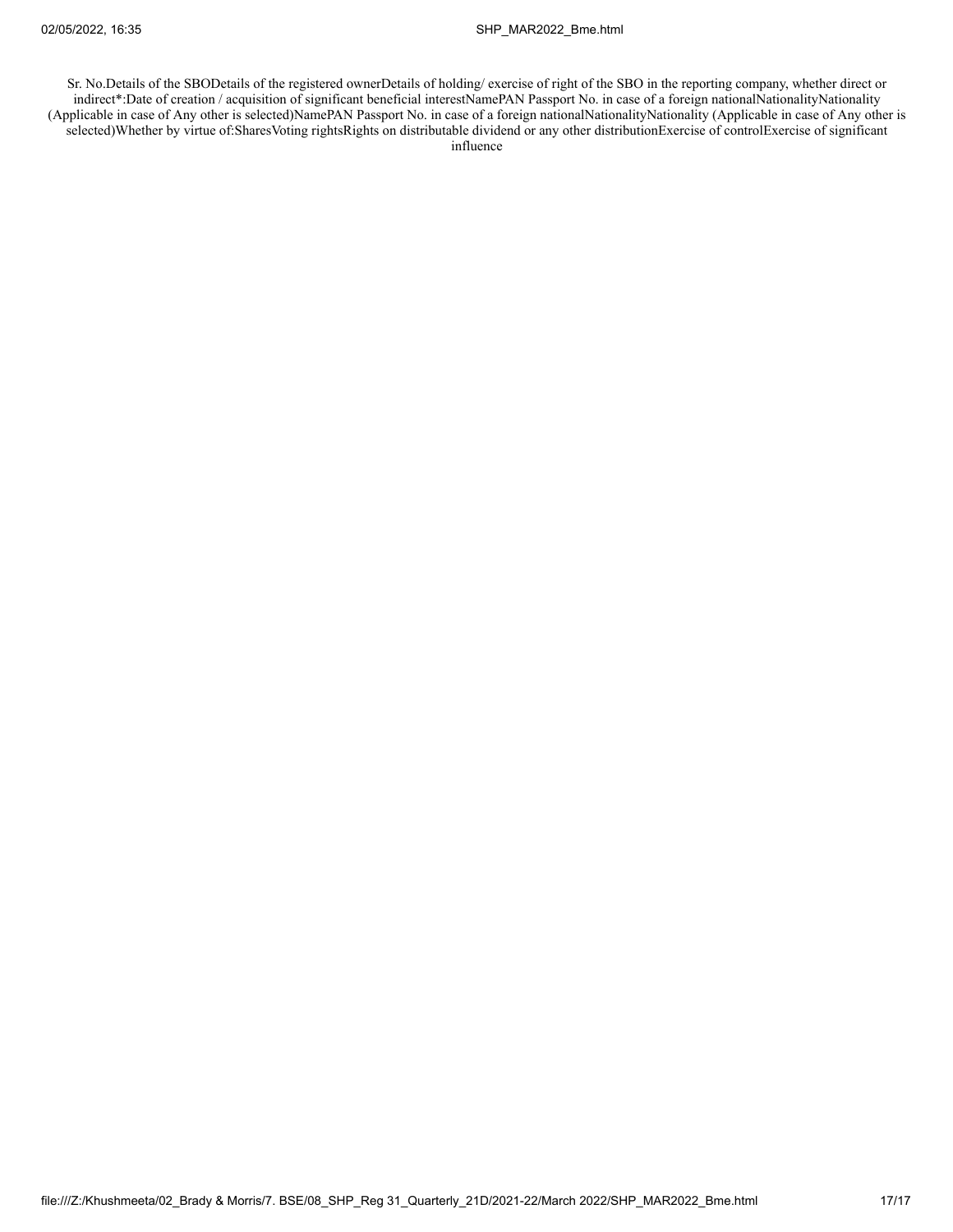Sr. No.Details of the SBODetails of the registered ownerDetails of holding/ exercise of right of the SBO in the reporting company, whether direct or indirect*:Date of creation / acquisition of significant beneficial interestNamePAN Passport No. in case of a foreign nationalNationalityNationality (Applicable in case of Any other is selected)NamePAN Passport No. in case of a foreign nationalNationalityNationality (Applicable in case of Any other is selected)Whether by virtue of:SharesVoting rightsRights on distributable dividend or any other distributionExercise of controlExercise of significant influence